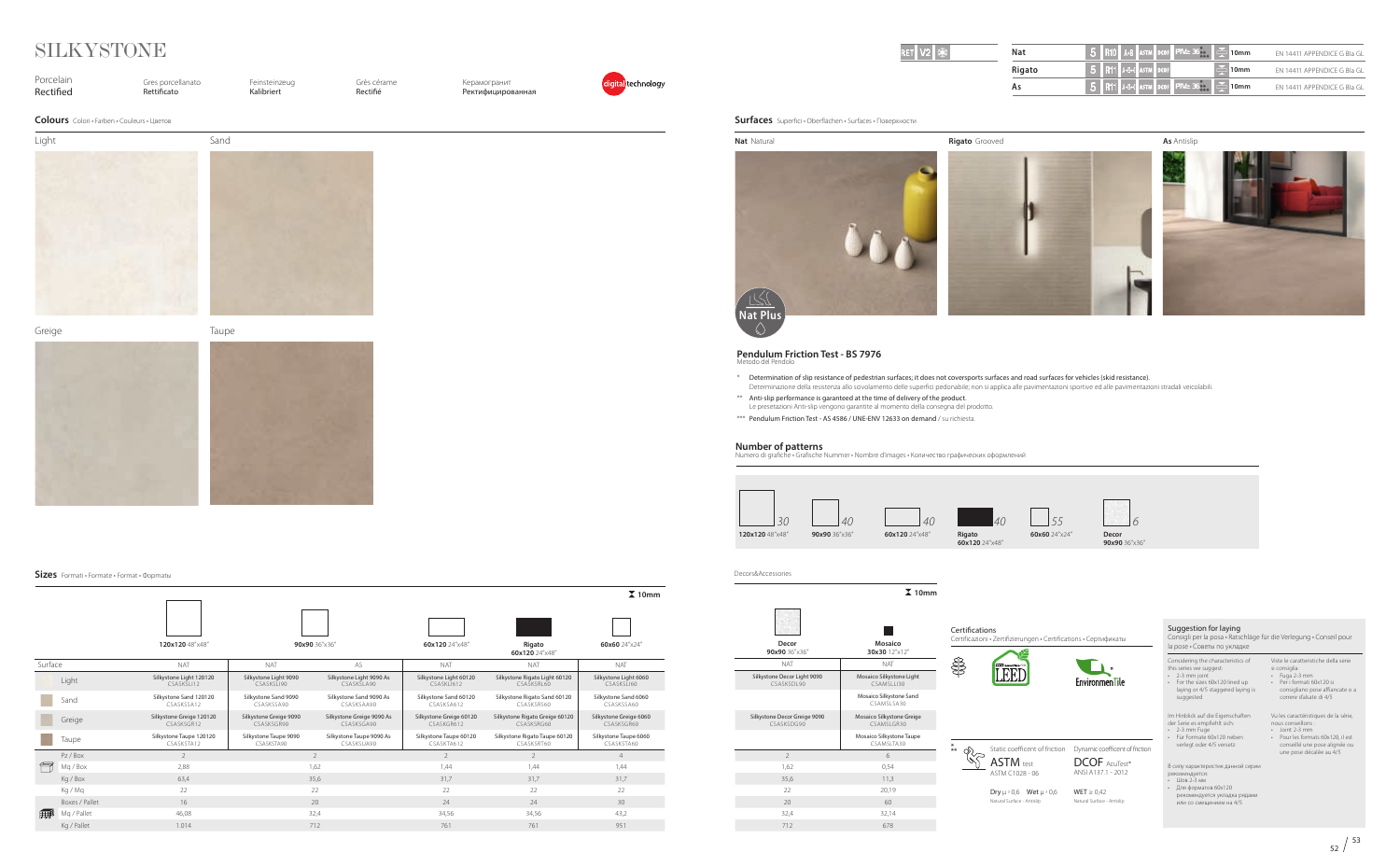# SILKYSTONE

Porcelain Rectified | Gres porcellanato Rettificato | Feinsteinzeug Kalibriert | Grès cérame Rectifié | Керамогранит Ректифицированная

digital technology

| | | | | | | |
|---|---|---|---|---|---|---|
| Nat | 5 | R10 | A+B | ASTM | DCOF | PTV≥ 36 | 10mm | EN 14411 APPENDICE G Bla GL |
| Rigato | 5 | R11 | A+B+C | ASTM | DCOF | | 10mm | EN 14411 APPENDICE G Bla GL |
| As | 5 | R11 | A+B+C | ASTM | DCOF | PTV≥ 36 | 10mm | EN 14411 APPENDICE G Bla GL |

## Colours
Colori • Farben • Couleurs • Цветов

Light — Sand — Greige — Taupe

## Surfaces
Superfici • Oberflächen • Surfaces • Поверхности

**Nat** Natural — **Rigato** Grooved — **As** Antislip

Nat Plus

### Pendulum Friction Test - BS 7976
Metodo del Pendolo

\* Determination of slip resistance of pedestrian surfaces; it does not coversports surfaces and road surfaces for vehicles (skid resistance).
Determinazione della resistenza allo scivolamento delle superfici pedonabile; non si applica alle pavimentazioni sportive ed alle pavimentazioni stradali veicolabili.

\*\* Anti-slip performance is garanteed at the time of delivery of the product.
Le presetazioni Anti-slip vengono garantite al momento della consegna del prodotto.

\*\*\* Pendulum Friction Test - AS 4586 / UNE-ENV 12633 on demand / su richiesta.

### Number of patterns
Numero di grafiche • Grafische Nummer • Nombre d'images • Количество графических оформлений

| Format | Patterns |
|---|---|
| 120x120 48"x48" | 30 |
| 90x90 36"x36" | 40 |
| 60x120 24"x48" | 40 |
| Rigato 60x120 24"x48" | 40 |
| 60x60 24"x24" | 55 |
| Decor 90x90 36"x36" | 6 |

## Sizes
Formati • Formate • Format • Форматы

10mm

| Surface | | 120x120 48"x48" | 90x90 36"x36" | | 60x120 24"x48" | Rigato 60x120 24"x48" | 60x60 24"x24" |
|---|---|---|---|---|---|---|---|
| | | NAT | NAT | AS | NAT | NAT | NAT |
| Light | | Silkystone Light 120120 CSASKSLI12 | Silkystone Light 9090 CSASKSLI90 | Silkystone Light 9090 As CSASKSLA90 | Silkystone Light 60120 CSASKLI612 | Silkystone Rigato Light 60120 CSASKSRL60 | Silkystone Light 6060 CSASKSLI60 |
| Sand | | Silkystone Sand 120120 CSASKSSA12 | Silkystone Sand 9090 CSASKSSA90 | Silkystone Sand 9090 As CSASKSAA90 | Silkystone Sand 60120 CSASKSA612 | Silkystone Rigato Sand 60120 CSASKSRS60 | Silkystone Sand 6060 CSASKSSA60 |
| Greige | | Silkystone Greige 120120 CSASKSGR12 | Silkystone Greige 9090 CSASKSGR90 | Silkystone Greige 9090 As CSASKSGA90 | Silkystone Greige 60120 CSASKGR612 | Silkystone Rigato Greige 60120 CSASKSRG60 | Silkystone Greige 6060 CSASKSGR60 |
| Taupe | | Silkystone Taupe 120120 CSASKSTA12 | Silkystone Taupe 9090 CSASKSTA90 | Silkystone Taupe 9090 As CSASKSLA90 | Silkystone Taupe 60120 CSASKTA612 | Silkystone Rigato Taupe 60120 CSASKSRT60 | Silkystone Taupe 6060 CSASKSTA60 |
| Box | Pz / Box | 2 | 2 | | 2 | 2 | 4 |
| | Mq / Box | 2,88 | 1,62 | | 1,44 | 1,44 | 1,44 |
| | Kg / Box | 63,4 | 35,6 | | 31,7 | 31,7 | 31,7 |
| | Kg / Mq | 22 | 22 | | 22 | 22 | 22 |
| Pallet | Boxes / Pallet | 16 | 20 | | 24 | 24 | 30 |
| | Mq / Pallet | 46,08 | 32,4 | | 34,56 | 34,56 | 43,2 |
| | Kg / Pallet | 1.014 | 712 | | 761 | 761 | 951 |

## Decors&Accessories

10mm

| Decor 90x90 36"x36" | Mosaico 30x30 12"x12" |
|---|---|
| NAT | NAT |
| Silkystone Decor Light 9090 CSASKSDL90 | Mosaico Silkystone Light CSAMSLLI30 |
| | Mosaico Silkystone Sand CSAMSLSA30 |
| Silkystone Decor Greige 9090 CSASKSDG90 | Mosaico Silkystone Greige CSAMSLGR30 |
| | Mosaico Silkystone Taupe CSAMSLTA30 |
| 2 | 6 |
| 1,62 | 0,54 |
| 35,6 | 11,3 |
| 22 | 20,19 |
| 20 | 60 |
| 32,4 | 32,14 |
| 712 | 678 |

## Certifications
Certificazioni • Zertifizierungen • Certifications • Сертификаты

LEED — EnvironmenTile

\*\* Static coefficent of friction — ASTM test — ASTM C1028 - 06 — Dry μ > 0,6 Wet μ > 0,6 — Natural Surface - Antislip

Dynamic coefficent of friction — DCOF AcuTest® — ANSI A137.1 - 2012 — WET ≥ 0,42 — Natural Surface - Antislip

## Suggestion for laying
Consigli per la posa • Ratschläge für die Verlegung • Conseil pour la pose • Советы по укладке

Considering the characteristics of this series we suggest:
- 2-3 mm joint
- For the sizes 60x120 lined up laying or 4/5 staggered laying is suggested

Visto le caratteristiche della serie si consiglia:
- Fuga 2-3 mm
- Per i formati 60x120 si consigliano pose allineate o a corsere sfalsate di 4/5

Im Hinblick auf die Eigenschaften der Serie es empfiehlt sich:
- 2-3 mm Fuge
- Für Formate 60x120 neben verlegt oder 4/5 versetz

Vu les caractéristiques de la série, nous conseillons :
- Joint 2-3 mm
- Pour les formats 60x120, il est conseillé une pose alignée ou une pose décalée au 4/5

В силу характеристик данной серии рекомендуется:
- Шов 2-3 мм
- Для форматов 60x120 рекомендуется укладка рядами или со смещением на 4/5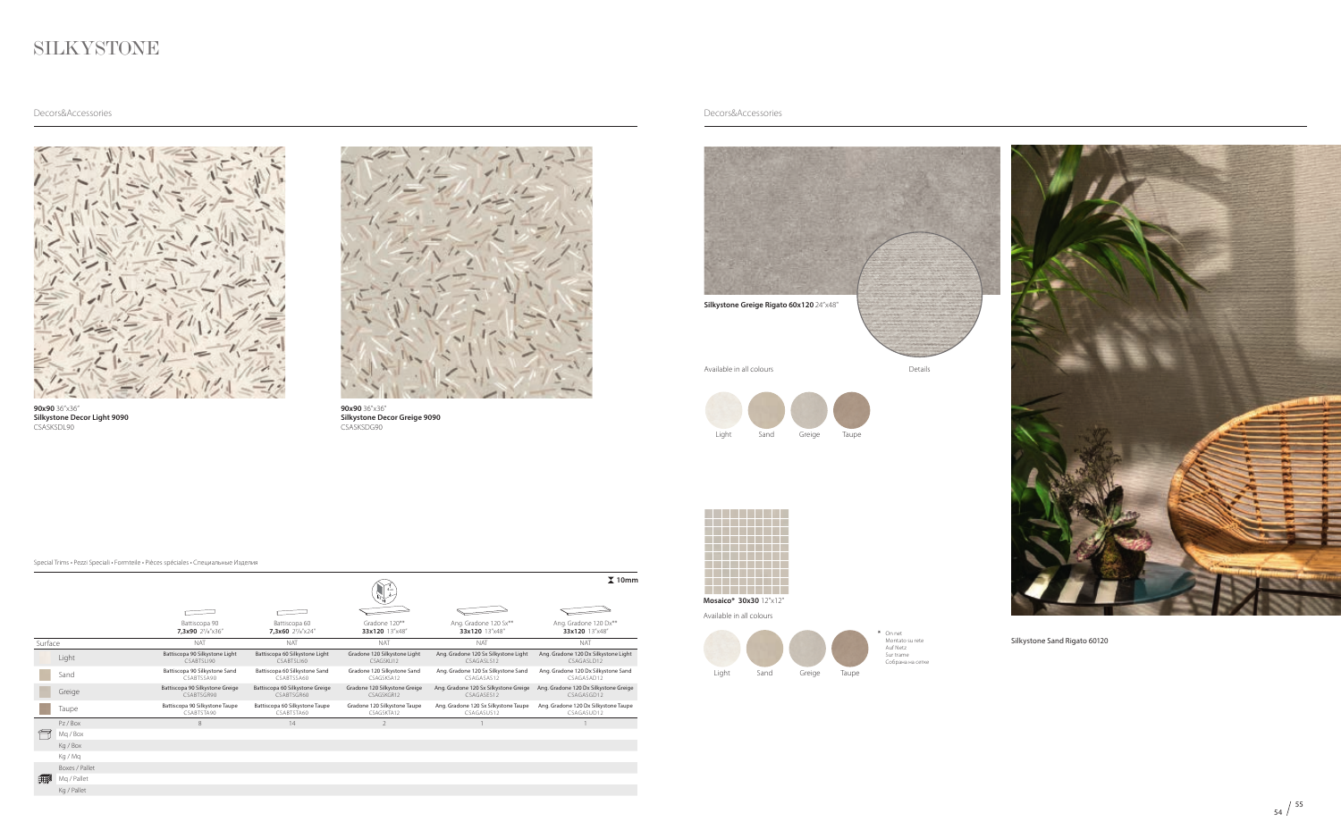# SILKYSTONE

## Decors&Accessories

**90x90** 36"x36"
**Silkystone Decor Light 9090**
CSASKSDL90

**90x90** 36"x36"
**Silkystone Decor Greige 9090**
CSASKSDG90

Special Trims • Pezzi Speciali • Formteile • Pièces spéciales • Специальные Изделия

10mm

| | | Battiscopa 90 **7,3x90** 2⅞"x36" | Battiscopa 60 **7,3x60** 2⅞"x24" | Gradone 120** **33x120** 13"x48" | Ang. Gradone 120 Sx** **33x120** 13"x48" | Ang. Gradone 120 Dx** **33x120** 13"x48" |
|---|---|---|---|---|---|---|
| Surface | | NAT | NAT | NAT | NAT | NAT |
| | Light | Battiscopa 90 Silkystone Light CSABTSLI90 | Battiscopa 60 Silkystone Light CSABTSLI60 | Gradone 120 Silkystone Light CSAGSKLI12 | Ang. Gradone 120 Sx Silkystone Light CSAGASLS12 | Ang. Gradone 120 Dx Silkystone Light CSAGASLD12 |
| | Sand | Battiscopa 90 Silkystone Sand CSABTSSA90 | Battiscopa 60 Silkystone Sand CSABTSSA60 | Gradone 120 Silkystone Sand CSAGSKSA12 | Ang. Gradone 120 Sx Silkystone Sand CSAGASAS12 | Ang. Gradone 120 Dx Silkystone Sand CSAGASAD12 |
| | Greige | Battiscopa 90 Silkystone Greige CSABTSGR90 | Battiscopa 60 Silkystone Greige CSABTSGR60 | Gradone 120 Silkystone Greige CSAGSKGR12 | Ang. Gradone 120 Sx Silkystone Greige CSAGASES12 | Ang. Gradone 120 Dx Silkystone Greige CSAGASGD12 |
| | Taupe | Battiscopa 90 Silkystone Taupe CSABTSTA90 | Battiscopa 60 Silkystone Taupe CSABTSTA60 | Gradone 120 Silkystone Taupe CSAGSKTA12 | Ang. Gradone 120 Sx Silkystone Taupe CSAGASUS12 | Ang. Gradone 120 Dx Silkystone Taupe CSAGASUD12 |
| | Pz / Box | 8 | 14 | 2 | 1 | 1 |
| | Mq / Box | | | | | |
| | Kg / Box | | | | | |
| | Kg / Mq | | | | | |
| | Boxes / Pallet | | | | | |
| | Mq / Pallet | | | | | |
| | Kg / Pallet | | | | | |

## Decors&Accessories

**Silkystone Greige Rigato 60x120** 24"x48"

Details

Available in all colours

Light Sand Greige Taupe

**Mosaico* 30x30** 12"x12"

Available in all colours

Light Sand Greige Taupe

\* On net
Montato su rete
Auf Netz
Sur trame
Собрана на сетке

Silkystone Sand Rigato 60120